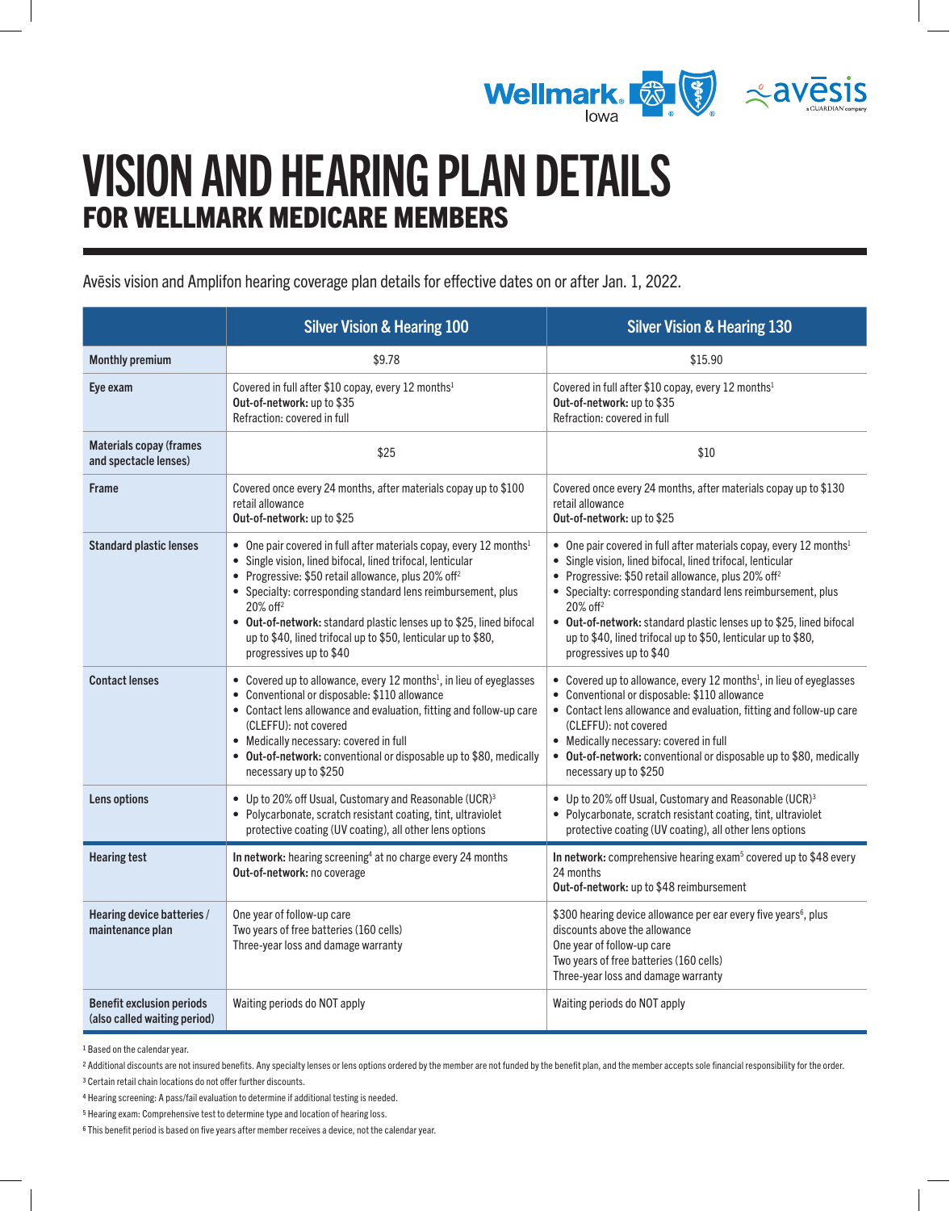# VISION AND HEARING PLAN DETAILS

## FOR WELLMARK MEDICARE MEMBERS

Avēsis vision and Amplifon hearing coverage plan details for effective dates on or after Jan. 1, 2022.

| | Silver Vision & Hearing 100 | Silver Vision & Hearing 130 |
|---|---|---|
| **Monthly premium** | $9.78 | $15.90 |
| **Eye exam** | Covered in full after $10 copay, every 12 months[1]<br>**Out-of-network:** up to $35<br>Refraction: covered in full | Covered in full after $10 copay, every 12 months[1]<br>**Out-of-network:** up to $35<br>Refraction: covered in full |
| **Materials copay (frames and spectacle lenses)** | $25 | $10 |
| **Frame** | Covered once every 24 months, after materials copay up to $100 retail allowance<br>**Out-of-network:** up to $25 | Covered once every 24 months, after materials copay up to $130 retail allowance<br>**Out-of-network:** up to $25 |
| **Standard plastic lenses** | • One pair covered in full after materials copay, every 12 months[1]<br>• Single vision, lined bifocal, lined trifocal, lenticular<br>• Progressive: $50 retail allowance, plus 20% off[2]<br>• Specialty: corresponding standard lens reimbursement, plus 20% off[2]<br>• **Out-of-network:** standard plastic lenses up to $25, lined bifocal up to $40, lined trifocal up to $50, lenticular up to $80, progressives up to $40 | • One pair covered in full after materials copay, every 12 months[1]<br>• Single vision, lined bifocal, lined trifocal, lenticular<br>• Progressive: $50 retail allowance, plus 20% off[2]<br>• Specialty: corresponding standard lens reimbursement, plus 20% off[2]<br>• **Out-of-network:** standard plastic lenses up to $25, lined bifocal up to $40, lined trifocal up to $50, lenticular up to $80, progressives up to $40 |
| **Contact lenses** | • Covered up to allowance, every 12 months[1], in lieu of eyeglasses<br>• Conventional or disposable: $110 allowance<br>• Contact lens allowance and evaluation, fitting and follow-up care (CLEFFU): not covered<br>• Medically necessary: covered in full<br>• **Out-of-network:** conventional or disposable up to $80, medically necessary up to $250 | • Covered up to allowance, every 12 months[1], in lieu of eyeglasses<br>• Conventional or disposable: $110 allowance<br>• Contact lens allowance and evaluation, fitting and follow-up care (CLEFFU): not covered<br>• Medically necessary: covered in full<br>• **Out-of-network:** conventional or disposable up to $80, medically necessary up to $250 |
| **Lens options** | • Up to 20% off Usual, Customary and Reasonable (UCR)[3]<br>• Polycarbonate, scratch resistant coating, tint, ultraviolet protective coating (UV coating), all other lens options | • Up to 20% off Usual, Customary and Reasonable (UCR)[3]<br>• Polycarbonate, scratch resistant coating, tint, ultraviolet protective coating (UV coating), all other lens options |
| **Hearing test** | **In network:** hearing screening[4] at no charge every 24 months<br>**Out-of-network:** no coverage | **In network:** comprehensive hearing exam[5] covered up to $48 every 24 months<br>**Out-of-network:** up to $48 reimbursement |
| **Hearing device batteries / maintenance plan** | One year of follow-up care<br>Two years of free batteries (160 cells)<br>Three-year loss and damage warranty | $300 hearing device allowance per ear every five years[6], plus discounts above the allowance<br>One year of follow-up care<br>Two years of free batteries (160 cells)<br>Three-year loss and damage warranty |
| **Benefit exclusion periods (also called waiting period)** | Waiting periods do NOT apply | Waiting periods do NOT apply |

[1] Based on the calendar year.

[2] Additional discounts are not insured benefits. Any specialty lenses or lens options ordered by the member are not funded by the benefit plan, and the member accepts sole financial responsibility for the order.

[3] Certain retail chain locations do not offer further discounts.

[4] Hearing screening: A pass/fail evaluation to determine if additional testing is needed.

[5] Hearing exam: Comprehensive test to determine type and location of hearing loss.

[6] This benefit period is based on five years after member receives a device, not the calendar year.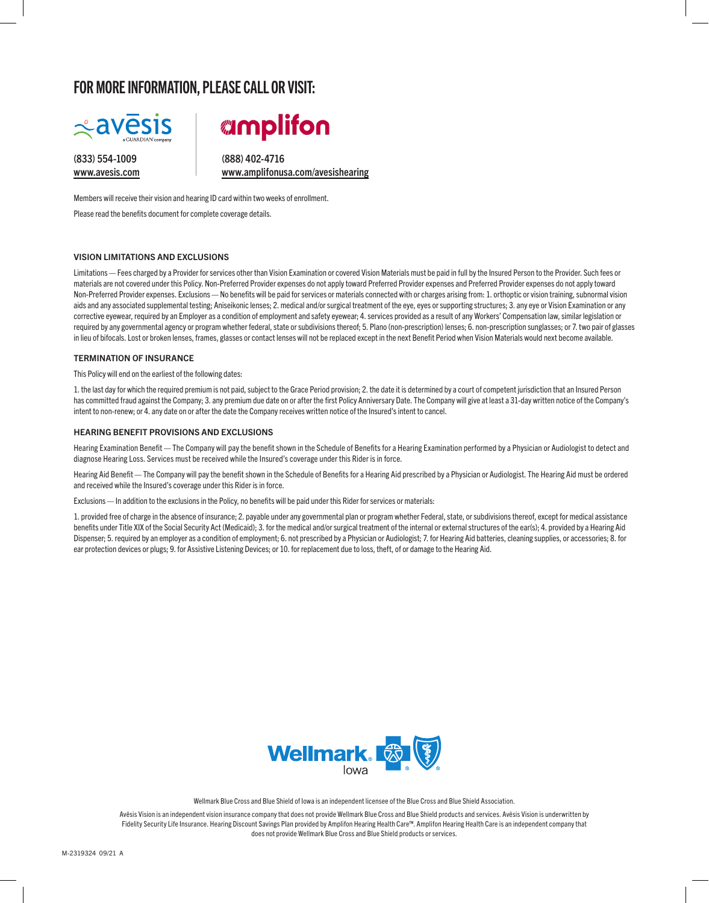# FOR MORE INFORMATION, PLEASE CALL OR VISIT:

avēsis
a GUARDIAN company

(833) 554-1009
www.avesis.com

amplifon

(888) 402-4716
www.amplifonusa.com/avesishearing

Members will receive their vision and hearing ID card within two weeks of enrollment.

Please read the benefits document for complete coverage details.

### VISION LIMITATIONS AND EXCLUSIONS

Limitations — Fees charged by a Provider for services other than Vision Examination or covered Vision Materials must be paid in full by the Insured Person to the Provider. Such fees or materials are not covered under this Policy. Non-Preferred Provider expenses do not apply toward Preferred Provider expenses and Preferred Provider expenses do not apply toward Non-Preferred Provider expenses. Exclusions — No benefits will be paid for services or materials connected with or charges arising from: 1. orthoptic or vision training, subnormal vision aids and any associated supplemental testing; Aniseikonic lenses; 2. medical and/or surgical treatment of the eye, eyes or supporting structures; 3. any eye or Vision Examination or any corrective eyewear, required by an Employer as a condition of employment and safety eyewear; 4. services provided as a result of any Workers' Compensation law, similar legislation or required by any governmental agency or program whether federal, state or subdivisions thereof; 5. Plano (non-prescription) lenses; 6. non-prescription sunglasses; or 7. two pair of glasses in lieu of bifocals. Lost or broken lenses, frames, glasses or contact lenses will not be replaced except in the next Benefit Period when Vision Materials would next become available.

### TERMINATION OF INSURANCE

This Policy will end on the earliest of the following dates:

1. the last day for which the required premium is not paid, subject to the Grace Period provision; 2. the date it is determined by a court of competent jurisdiction that an Insured Person has committed fraud against the Company; 3. any premium due date on or after the first Policy Anniversary Date. The Company will give at least a 31-day written notice of the Company's intent to non-renew; or 4. any date on or after the date the Company receives written notice of the Insured's intent to cancel.

### HEARING BENEFIT PROVISIONS AND EXCLUSIONS

Hearing Examination Benefit — The Company will pay the benefit shown in the Schedule of Benefits for a Hearing Examination performed by a Physician or Audiologist to detect and diagnose Hearing Loss. Services must be received while the Insured's coverage under this Rider is in force.

Hearing Aid Benefit — The Company will pay the benefit shown in the Schedule of Benefits for a Hearing Aid prescribed by a Physician or Audiologist. The Hearing Aid must be ordered and received while the Insured's coverage under this Rider is in force.

Exclusions — In addition to the exclusions in the Policy, no benefits will be paid under this Rider for services or materials:

1. provided free of charge in the absence of insurance; 2. payable under any governmental plan or program whether Federal, state, or subdivisions thereof, except for medical assistance benefits under Title XIX of the Social Security Act (Medicaid); 3. for the medical and/or surgical treatment of the internal or external structures of the ear(s); 4. provided by a Hearing Aid Dispenser; 5. required by an employer as a condition of employment; 6. not prescribed by a Physician or Audiologist; 7. for Hearing Aid batteries, cleaning supplies, or accessories; 8. for ear protection devices or plugs; 9. for Assistive Listening Devices; or 10. for replacement due to loss, theft, of or damage to the Hearing Aid.

Wellmark® Iowa

Wellmark Blue Cross and Blue Shield of Iowa is an independent licensee of the Blue Cross and Blue Shield Association.

Avēsis Vision is an independent vision insurance company that does not provide Wellmark Blue Cross and Blue Shield products and services. Avēsis Vision is underwritten by Fidelity Security Life Insurance. Hearing Discount Savings Plan provided by Amplifon Hearing Health Care™. Amplifon Hearing Health Care is an independent company that does not provide Wellmark Blue Cross and Blue Shield products or services.

M-2319324 09/21 A